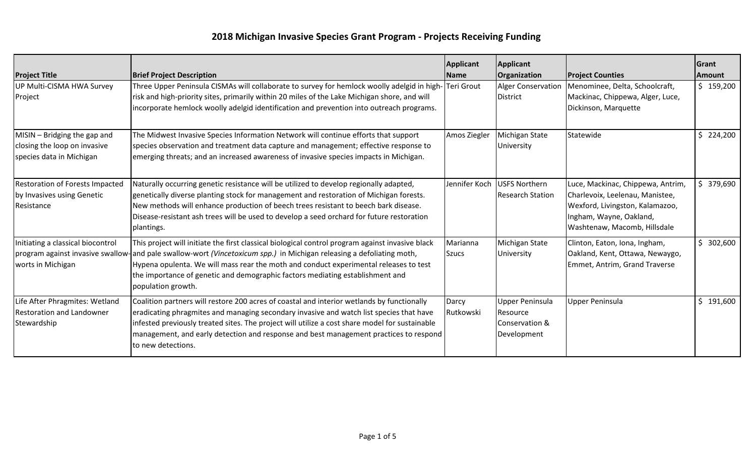# 2018 Michigan Invasive Species Grant Program - Projects Receiving Funding

| Project Title | Brief Project Description | Applicant Name | Applicant Organization | Project Counties | Grant Amount |
|---|---|---|---|---|---|
| UP Multi-CISMA HWA Survey Project | Three Upper Peninsula CISMAs will collaborate to survey for hemlock woolly adelgid in high-risk and high-priority sites, primarily within 20 miles of the Lake Michigan shore, and will incorporate hemlock woolly adelgid identification and prevention into outreach programs. | Teri Grout | Alger Conservation District | Menominee, Delta, Schoolcraft, Mackinac, Chippewa, Alger, Luce, Dickinson, Marquette | $ 159,200 |
| MISIN – Bridging the gap and closing the loop on invasive species data in Michigan | The Midwest Invasive Species Information Network will continue efforts that support species observation and treatment data capture and management; effective response to emerging threats; and an increased awareness of invasive species impacts in Michigan. | Amos Ziegler | Michigan State University | Statewide | $ 224,200 |
| Restoration of Forests Impacted by Invasives using Genetic Resistance | Naturally occurring genetic resistance will be utilized to develop regionally adapted, genetically diverse planting stock for management and restoration of Michigan forests. New methods will enhance production of beech trees resistant to beech bark disease. Disease-resistant ash trees will be used to develop a seed orchard for future restoration plantings. | Jennifer Koch | USFS Northern Research Station | Luce, Mackinac, Chippewa, Antrim, Charlevoix, Leelenau, Manistee, Wexford, Livingston, Kalamazoo, Ingham, Wayne, Oakland, Washtenaw, Macomb, Hillsdale | $ 379,690 |
| Initiating a classical biocontrol program against invasive swallow-worts in Michigan | This project will initiate the first classical biological control program against invasive black and pale swallow-wort *(Vincetoxicum spp.)* in Michigan releasing a defoliating moth, Hypena opulenta. We will mass rear the moth and conduct experimental releases to test the importance of genetic and demographic factors mediating establishment and population growth. | Marianna Szucs | Michigan State University | Clinton, Eaton, Iona, Ingham, Oakland, Kent, Ottawa, Newaygo, Emmet, Antrim, Grand Traverse | $ 302,600 |
| Life After Phragmites: Wetland Restoration and Landowner Stewardship | Coalition partners will restore 200 acres of coastal and interior wetlands by functionally eradicating phragmites and managing secondary invasive and watch list species that have infested previously treated sites. The project will utilize a cost share model for sustainable management, and early detection and response and best management practices to respond to new detections. | Darcy Rutkowski | Upper Peninsula Resource Conservation & Development | Upper Peninsula | $ 191,600 |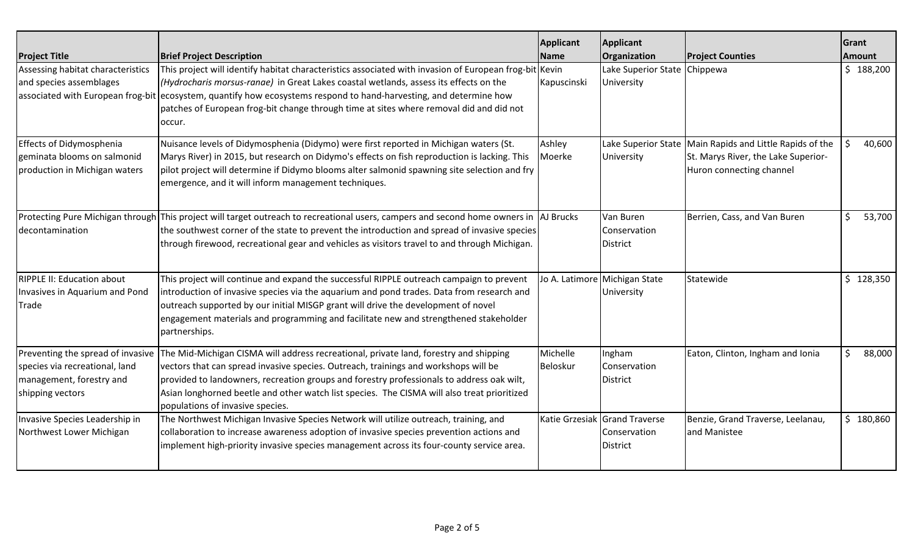| Project Title | Brief Project Description | Applicant Name | Applicant Organization | Project Counties | Grant Amount |
|---|---|---|---|---|---|
| Assessing habitat characteristics and species assemblages associated with European frog-bit | This project will identify habitat characteristics associated with invasion of European frog-bit *(Hydrocharis morsus-ranae)* in Great Lakes coastal wetlands, assess its effects on the ecosystem, quantify how ecosystems respond to hand-harvesting, and determine how patches of European frog-bit change through time at sites where removal did and did not occur. | Kevin Kapuscinski | Lake Superior State University | Chippewa | $ 188,200 |
| Effects of Didymosphenia geminata blooms on salmonid production in Michigan waters | Nuisance levels of Didymosphenia (Didymo) were first reported in Michigan waters (St. Marys River) in 2015, but research on Didymo's effects on fish reproduction is lacking. This pilot project will determine if Didymo blooms alter salmonid spawning site selection and fry emergence, and it will inform management techniques. | Ashley Moerke | Lake Superior State University | Main Rapids and Little Rapids of the St. Marys River, the Lake Superior-Huron connecting channel | $ 40,600 |
| Protecting Pure Michigan through decontamination | This project will target outreach to recreational users, campers and second home owners in the southwest corner of the state to prevent the introduction and spread of invasive species through firewood, recreational gear and vehicles as visitors travel to and through Michigan. | AJ Brucks | Van Buren Conservation District | Berrien, Cass, and Van Buren | $ 53,700 |
| RIPPLE II: Education about Invasives in Aquarium and Pond Trade | This project will continue and expand the successful RIPPLE outreach campaign to prevent introduction of invasive species via the aquarium and pond trades. Data from research and outreach supported by our initial MISGP grant will drive the development of novel engagement materials and programming and facilitate new and strengthened stakeholder partnerships. | Jo A. Latimore | Michigan State University | Statewide | $ 128,350 |
| Preventing the spread of invasive species via recreational, land management, forestry and shipping vectors | The Mid-Michigan CISMA will address recreational, private land, forestry and shipping vectors that can spread invasive species. Outreach, trainings and workshops will be provided to landowners, recreation groups and forestry professionals to address oak wilt, Asian longhorned beetle and other watch list species. The CISMA will also treat prioritized populations of invasive species. | Michelle Beloskur | Ingham Conservation District | Eaton, Clinton, Ingham and Ionia | $ 88,000 |
| Invasive Species Leadership in Northwest Lower Michigan | The Northwest Michigan Invasive Species Network will utilize outreach, training, and collaboration to increase awareness adoption of invasive species prevention actions and implement high-priority invasive species management across its four-county service area. | Katie Grzesiak | Grand Traverse Conservation District | Benzie, Grand Traverse, Leelanau, and Manistee | $ 180,860 |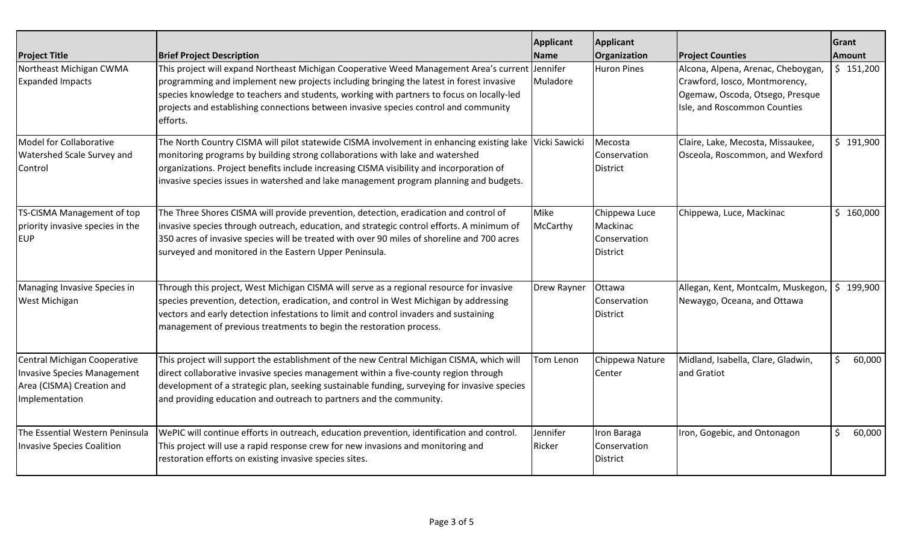| Project Title | Brief Project Description | Applicant Name | Applicant Organization | Project Counties | Grant Amount |
|---|---|---|---|---|---|
| Northeast Michigan CWMA Expanded Impacts | This project will expand Northeast Michigan Cooperative Weed Management Area's current programming and implement new projects including bringing the latest in forest invasive species knowledge to teachers and students, working with partners to focus on locally-led projects and establishing connections between invasive species control and community efforts. | Jennifer Muladore | Huron Pines | Alcona, Alpena, Arenac, Cheboygan, Crawford, Iosco, Montmorency, Ogemaw, Oscoda, Otsego, Presque Isle, and Roscommon Counties | $ 151,200 |
| Model for Collaborative Watershed Scale Survey and Control | The North Country CISMA will pilot statewide CISMA involvement in enhancing existing lake monitoring programs by building strong collaborations with lake and watershed organizations. Project benefits include increasing CISMA visibility and incorporation of invasive species issues in watershed and lake management program planning and budgets. | Vicki Sawicki | Mecosta Conservation District | Claire, Lake, Mecosta, Missaukee, Osceola, Roscommon, and Wexford | $ 191,900 |
| TS-CISMA Management of top priority invasive species in the EUP | The Three Shores CISMA will provide prevention, detection, eradication and control of invasive species through outreach, education, and strategic control efforts. A minimum of 350 acres of invasive species will be treated with over 90 miles of shoreline and 700 acres surveyed and monitored in the Eastern Upper Peninsula. | Mike McCarthy | Chippewa Luce Mackinac Conservation District | Chippewa, Luce, Mackinac | $ 160,000 |
| Managing Invasive Species in West Michigan | Through this project, West Michigan CISMA will serve as a regional resource for invasive species prevention, detection, eradication, and control in West Michigan by addressing vectors and early detection infestations to limit and control invaders and sustaining management of previous treatments to begin the restoration process. | Drew Rayner | Ottawa Conservation District | Allegan, Kent, Montcalm, Muskegon, Newaygo, Oceana, and Ottawa | $ 199,900 |
| Central Michigan Cooperative Invasive Species Management Area (CISMA) Creation and Implementation | This project will support the establishment of the new Central Michigan CISMA, which will direct collaborative invasive species management within a five-county region through development of a strategic plan, seeking sustainable funding, surveying for invasive species and providing education and outreach to partners and the community. | Tom Lenon | Chippewa Nature Center | Midland, Isabella, Clare, Gladwin, and Gratiot | $ 60,000 |
| The Essential Western Peninsula Invasive Species Coalition | WePIC will continue efforts in outreach, education prevention, identification and control. This project will use a rapid response crew for new invasions and monitoring and restoration efforts on existing invasive species sites. | Jennifer Ricker | Iron Baraga Conservation District | Iron, Gogebic, and Ontonagon | $ 60,000 |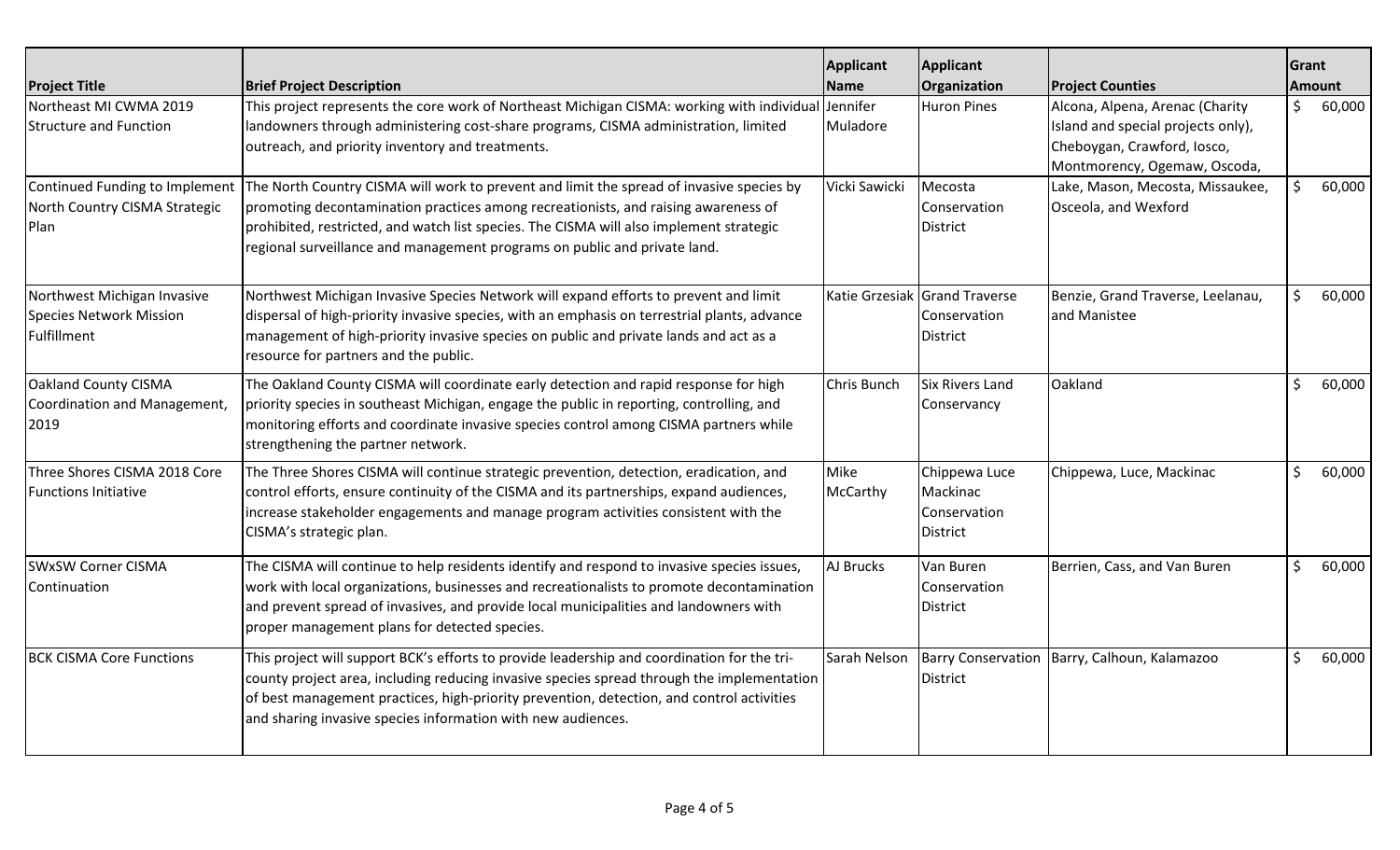| Project Title | Brief Project Description | Applicant Name | Applicant Organization | Project Counties | Grant Amount |
|---|---|---|---|---|---|
| Northeast MI CWMA 2019 Structure and Function | This project represents the core work of Northeast Michigan CISMA: working with individual landowners through administering cost-share programs, CISMA administration, limited outreach, and priority inventory and treatments. | Jennifer Muladore | Huron Pines | Alcona, Alpena, Arenac (Charity Island and special projects only), Cheboygan, Crawford, Iosco, Montmorency, Ogemaw, Oscoda, | $ 60,000 |
| Continued Funding to Implement North Country CISMA Strategic Plan | The North Country CISMA will work to prevent and limit the spread of invasive species by promoting decontamination practices among recreationists, and raising awareness of prohibited, restricted, and watch list species. The CISMA will also implement strategic regional surveillance and management programs on public and private land. | Vicki Sawicki | Mecosta Conservation District | Lake, Mason, Mecosta, Missaukee, Osceola, and Wexford | $ 60,000 |
| Northwest Michigan Invasive Species Network Mission Fulfillment | Northwest Michigan Invasive Species Network will expand efforts to prevent and limit dispersal of high-priority invasive species, with an emphasis on terrestrial plants, advance management of high-priority invasive species on public and private lands and act as a resource for partners and the public. | Katie Grzesiak | Grand Traverse Conservation District | Benzie, Grand Traverse, Leelanau, and Manistee | $ 60,000 |
| Oakland County CISMA Coordination and Management, 2019 | The Oakland County CISMA will coordinate early detection and rapid response for high priority species in southeast Michigan, engage the public in reporting, controlling, and monitoring efforts and coordinate invasive species control among CISMA partners while strengthening the partner network. | Chris Bunch | Six Rivers Land Conservancy | Oakland | $ 60,000 |
| Three Shores CISMA 2018 Core Functions Initiative | The Three Shores CISMA will continue strategic prevention, detection, eradication, and control efforts, ensure continuity of the CISMA and its partnerships, expand audiences, increase stakeholder engagements and manage program activities consistent with the CISMA's strategic plan. | Mike McCarthy | Chippewa Luce Mackinac Conservation District | Chippewa, Luce, Mackinac | $ 60,000 |
| SWxSW Corner CISMA Continuation | The CISMA will continue to help residents identify and respond to invasive species issues, work with local organizations, businesses and recreationalists to promote decontamination and prevent spread of invasives, and provide local municipalities and landowners with proper management plans for detected species. | AJ Brucks | Van Buren Conservation District | Berrien, Cass, and Van Buren | $ 60,000 |
| BCK CISMA Core Functions | This project will support BCK's efforts to provide leadership and coordination for the tri-county project area, including reducing invasive species spread through the implementation of best management practices, high-priority prevention, detection, and control activities and sharing invasive species information with new audiences. | Sarah Nelson | Barry Conservation District | Barry, Calhoun, Kalamazoo | $ 60,000 |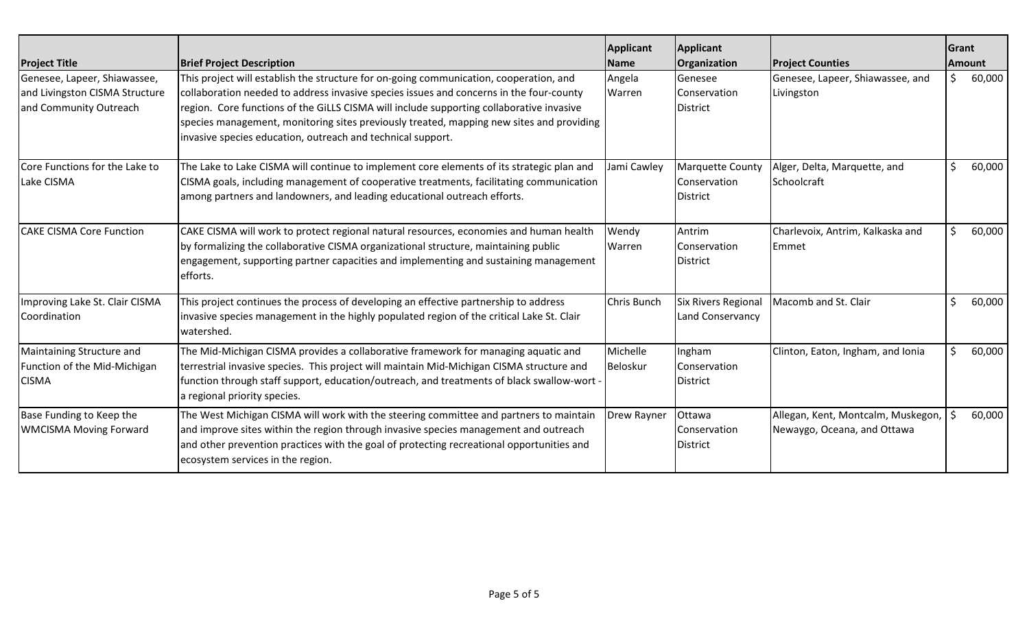| Project Title | Brief Project Description | Applicant Name | Applicant Organization | Project Counties | Grant Amount |
|---|---|---|---|---|---|
| Genesee, Lapeer, Shiawassee, and Livingston CISMA Structure and Community Outreach | This project will establish the structure for on-going communication, cooperation, and collaboration needed to address invasive species issues and concerns in the four-county region. Core functions of the GiLLS CISMA will include supporting collaborative invasive species management, monitoring sites previously treated, mapping new sites and providing invasive species education, outreach and technical support. | Angela Warren | Genesee Conservation District | Genesee, Lapeer, Shiawassee, and Livingston | $ 60,000 |
| Core Functions for the Lake to Lake CISMA | The Lake to Lake CISMA will continue to implement core elements of its strategic plan and CISMA goals, including management of cooperative treatments, facilitating communication among partners and landowners, and leading educational outreach efforts. | Jami Cawley | Marquette County Conservation District | Alger, Delta, Marquette, and Schoolcraft | $ 60,000 |
| CAKE CISMA Core Function | CAKE CISMA will work to protect regional natural resources, economies and human health by formalizing the collaborative CISMA organizational structure, maintaining public engagement, supporting partner capacities and implementing and sustaining management efforts. | Wendy Warren | Antrim Conservation District | Charlevoix, Antrim, Kalkaska and Emmet | $ 60,000 |
| Improving Lake St. Clair CISMA Coordination | This project continues the process of developing an effective partnership to address invasive species management in the highly populated region of the critical Lake St. Clair watershed. | Chris Bunch | Six Rivers Regional Land Conservancy | Macomb and St. Clair | $ 60,000 |
| Maintaining Structure and Function of the Mid-Michigan CISMA | The Mid-Michigan CISMA provides a collaborative framework for managing aquatic and terrestrial invasive species. This project will maintain Mid-Michigan CISMA structure and function through staff support, education/outreach, and treatments of black swallow-wort - a regional priority species. | Michelle Beloskur | Ingham Conservation District | Clinton, Eaton, Ingham, and Ionia | $ 60,000 |
| Base Funding to Keep the WMCISMA Moving Forward | The West Michigan CISMA will work with the steering committee and partners to maintain and improve sites within the region through invasive species management and outreach and other prevention practices with the goal of protecting recreational opportunities and ecosystem services in the region. | Drew Rayner | Ottawa Conservation District | Allegan, Kent, Montcalm, Muskegon, Newaygo, Oceana, and Ottawa | $ 60,000 |